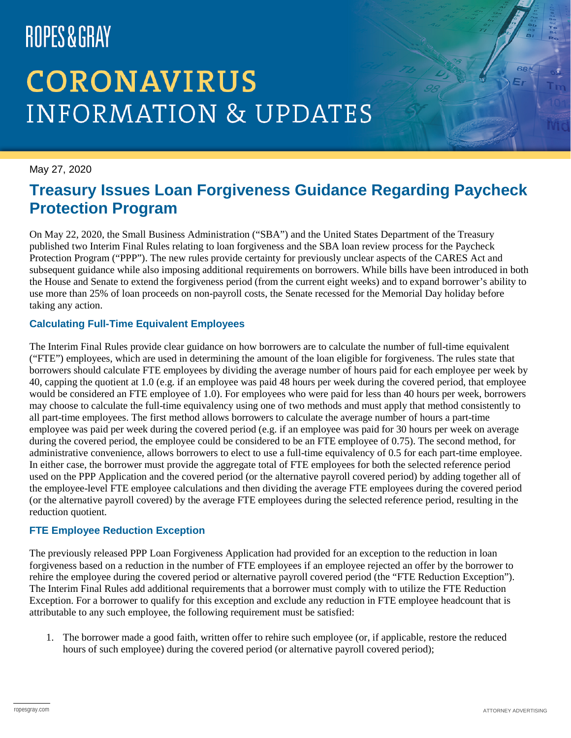ROPES & GRAY

# CORONAVIRUS INFORMATION & UPDATES

May 27, 2020

## Treasury Issues Loan Forgiveness Guidance Regarding Paycheck Protection Program

On May 22, 2020, the Small Business Administration ("SBA") and the United States Department of the Treasury published two Interim Final Rules relating to loan forgiveness and the SBA loan review process for the Paycheck Protection Program ("PPP"). The new rules provide certainty for previously unclear aspects of the CARES Act and subsequent guidance while also imposing additional requirements on borrowers. While bills have been introduced in both the House and Senate to extend the forgiveness period (from the current eight weeks) and to expand borrower's ability to use more than 25% of loan proceeds on non-payroll costs, the Senate recessed for the Memorial Day holiday before taking any action.

### Calculating Full-Time Equivalent Employees

The Interim Final Rules provide clear guidance on how borrowers are to calculate the number of full-time equivalent ("FTE") employees, which are used in determining the amount of the loan eligible for forgiveness. The rules state that borrowers should calculate FTE employees by dividing the average number of hours paid for each employee per week by 40, capping the quotient at 1.0 (e.g. if an employee was paid 48 hours per week during the covered period, that employee would be considered an FTE employee of 1.0). For employees who were paid for less than 40 hours per week, borrowers may choose to calculate the full-time equivalency using one of two methods and must apply that method consistently to all part-time employees. The first method allows borrowers to calculate the average number of hours a part-time employee was paid per week during the covered period (e.g. if an employee was paid for 30 hours per week on average during the covered period, the employee could be considered to be an FTE employee of 0.75). The second method, for administrative convenience, allows borrowers to elect to use a full-time equivalency of 0.5 for each part-time employee. In either case, the borrower must provide the aggregate total of FTE employees for both the selected reference period used on the PPP Application and the covered period (or the alternative payroll covered period) by adding together all of the employee-level FTE employee calculations and then dividing the average FTE employees during the covered period (or the alternative payroll covered) by the average FTE employees during the selected reference period, resulting in the reduction quotient.

### FTE Employee Reduction Exception

The previously released PPP Loan Forgiveness Application had provided for an exception to the reduction in loan forgiveness based on a reduction in the number of FTE employees if an employee rejected an offer by the borrower to rehire the employee during the covered period or alternative payroll covered period (the "FTE Reduction Exception"). The Interim Final Rules add additional requirements that a borrower must comply with to utilize the FTE Reduction Exception. For a borrower to qualify for this exception and exclude any reduction in FTE employee headcount that is attributable to any such employee, the following requirement must be satisfied:

1. The borrower made a good faith, written offer to rehire such employee (or, if applicable, restore the reduced hours of such employee) during the covered period (or alternative payroll covered period);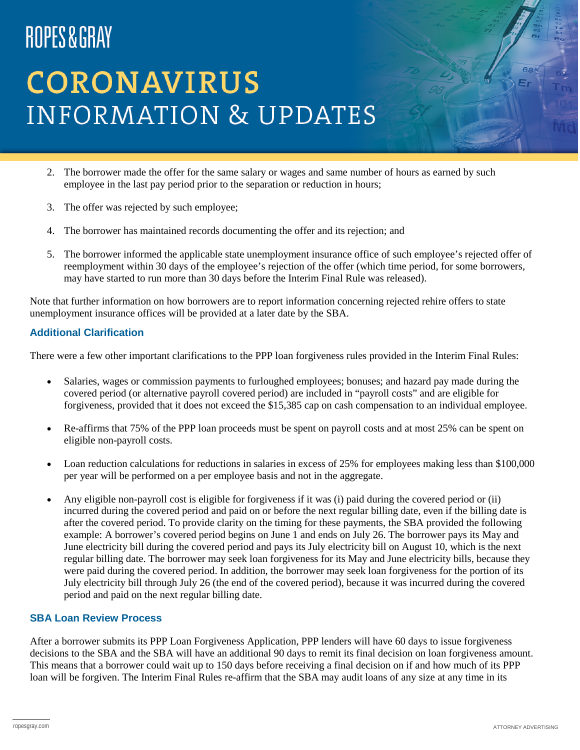2. The borrower made the offer for the same salary or wages and same number of hours as earned by such employee in the last pay period prior to the separation or reduction in hours;
3. The offer was rejected by such employee;
4. The borrower has maintained records documenting the offer and its rejection; and
5. The borrower informed the applicable state unemployment insurance office of such employee's rejected offer of reemployment within 30 days of the employee's rejection of the offer (which time period, for some borrowers, may have started to run more than 30 days before the Interim Final Rule was released).

Note that further information on how borrowers are to report information concerning rejected rehire offers to state unemployment insurance offices will be provided at a later date by the SBA.

### Additional Clarification

There were a few other important clarifications to the PPP loan forgiveness rules provided in the Interim Final Rules:

- Salaries, wages or commission payments to furloughed employees; bonuses; and hazard pay made during the covered period (or alternative payroll covered period) are included in "payroll costs" and are eligible for forgiveness, provided that it does not exceed the $15,385 cap on cash compensation to an individual employee.
- Re-affirms that 75% of the PPP loan proceeds must be spent on payroll costs and at most 25% can be spent on eligible non-payroll costs.
- Loan reduction calculations for reductions in salaries in excess of 25% for employees making less than $100,000 per year will be performed on a per employee basis and not in the aggregate.
- Any eligible non-payroll cost is eligible for forgiveness if it was (i) paid during the covered period or (ii) incurred during the covered period and paid on or before the next regular billing date, even if the billing date is after the covered period. To provide clarity on the timing for these payments, the SBA provided the following example: A borrower's covered period begins on June 1 and ends on July 26. The borrower pays its May and June electricity bill during the covered period and pays its July electricity bill on August 10, which is the next regular billing date. The borrower may seek loan forgiveness for its May and June electricity bills, because they were paid during the covered period. In addition, the borrower may seek loan forgiveness for the portion of its July electricity bill through July 26 (the end of the covered period), because it was incurred during the covered period and paid on the next regular billing date.

### SBA Loan Review Process

After a borrower submits its PPP Loan Forgiveness Application, PPP lenders will have 60 days to issue forgiveness decisions to the SBA and the SBA will have an additional 90 days to remit its final decision on loan forgiveness amount. This means that a borrower could wait up to 150 days before receiving a final decision on if and how much of its PPP loan will be forgiven. The Interim Final Rules re-affirm that the SBA may audit loans of any size at any time in its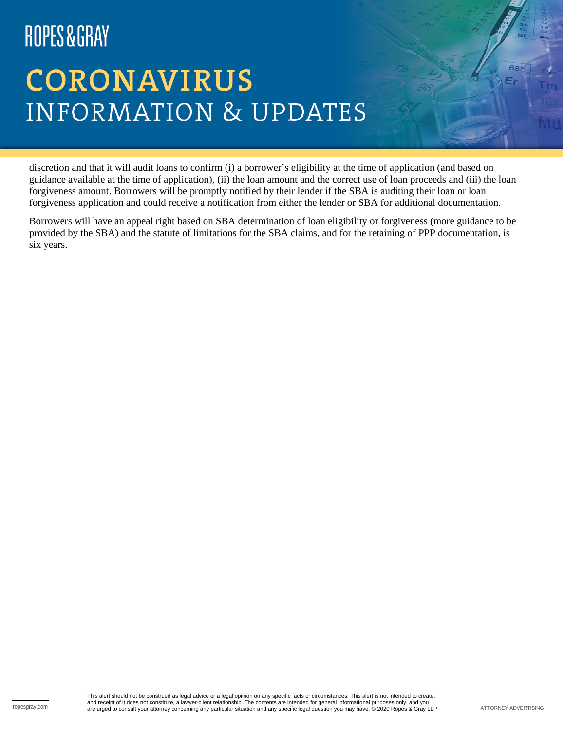discretion and that it will audit loans to confirm (i) a borrower's eligibility at the time of application (and based on guidance available at the time of application), (ii) the loan amount and the correct use of loan proceeds and (iii) the loan forgiveness amount. Borrowers will be promptly notified by their lender if the SBA is auditing their loan or loan forgiveness application and could receive a notification from either the lender or SBA for additional documentation.

Borrowers will have an appeal right based on SBA determination of loan eligibility or forgiveness (more guidance to be provided by the SBA) and the statute of limitations for the SBA claims, and for the retaining of PPP documentation, is six years.